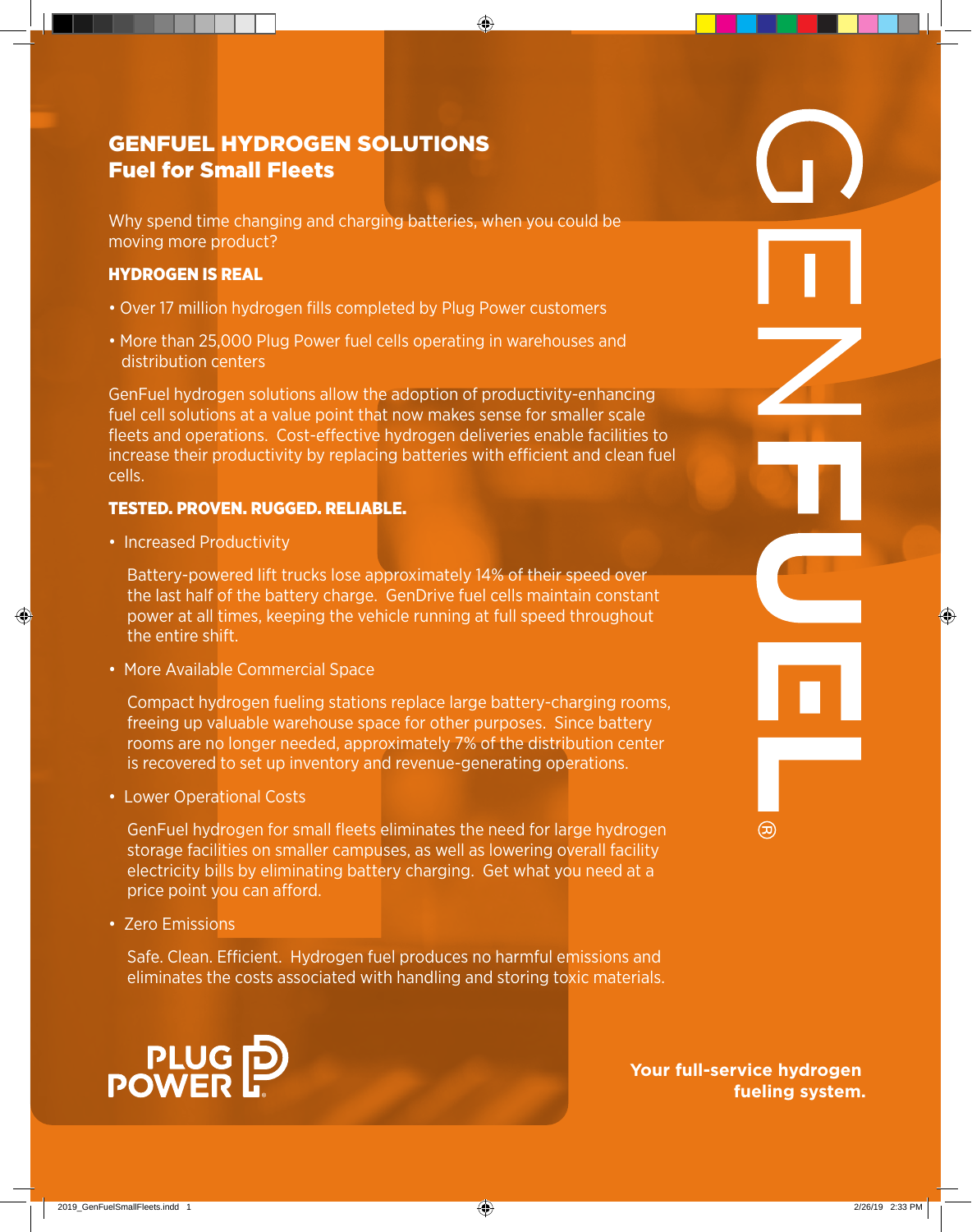# GENFUEL HYDROGEN SOLUTIONS
## Fuel for Small Fleets

Why spend time changing and charging batteries, when you could be moving more product?

### HYDROGEN IS REAL

- Over 17 million hydrogen fills completed by Plug Power customers
- More than 25,000 Plug Power fuel cells operating in warehouses and distribution centers

GenFuel hydrogen solutions allow the adoption of productivity-enhancing fuel cell solutions at a value point that now makes sense for smaller scale fleets and operations. Cost-effective hydrogen deliveries enable facilities to increase their productivity by replacing batteries with efficient and clean fuel cells.

### TESTED. PROVEN. RUGGED. RELIABLE.

- Increased Productivity

  Battery-powered lift trucks lose approximately 14% of their speed over the last half of the battery charge. GenDrive fuel cells maintain constant power at all times, keeping the vehicle running at full speed throughout the entire shift.

- More Available Commercial Space

  Compact hydrogen fueling stations replace large battery-charging rooms, freeing up valuable warehouse space for other purposes. Since battery rooms are no longer needed, approximately 7% of the distribution center is recovered to set up inventory and revenue-generating operations.

- Lower Operational Costs

  GenFuel hydrogen for small fleets eliminates the need for large hydrogen storage facilities on smaller campuses, as well as lowering overall facility electricity bills by eliminating battery charging. Get what you need at a price point you can afford.

- Zero Emissions

  Safe. Clean. Efficient. Hydrogen fuel produces no harmful emissions and eliminates the costs associated with handling and storing toxic materials.

PLUG POWER

GENFUEL®

**Your full-service hydrogen fueling system.**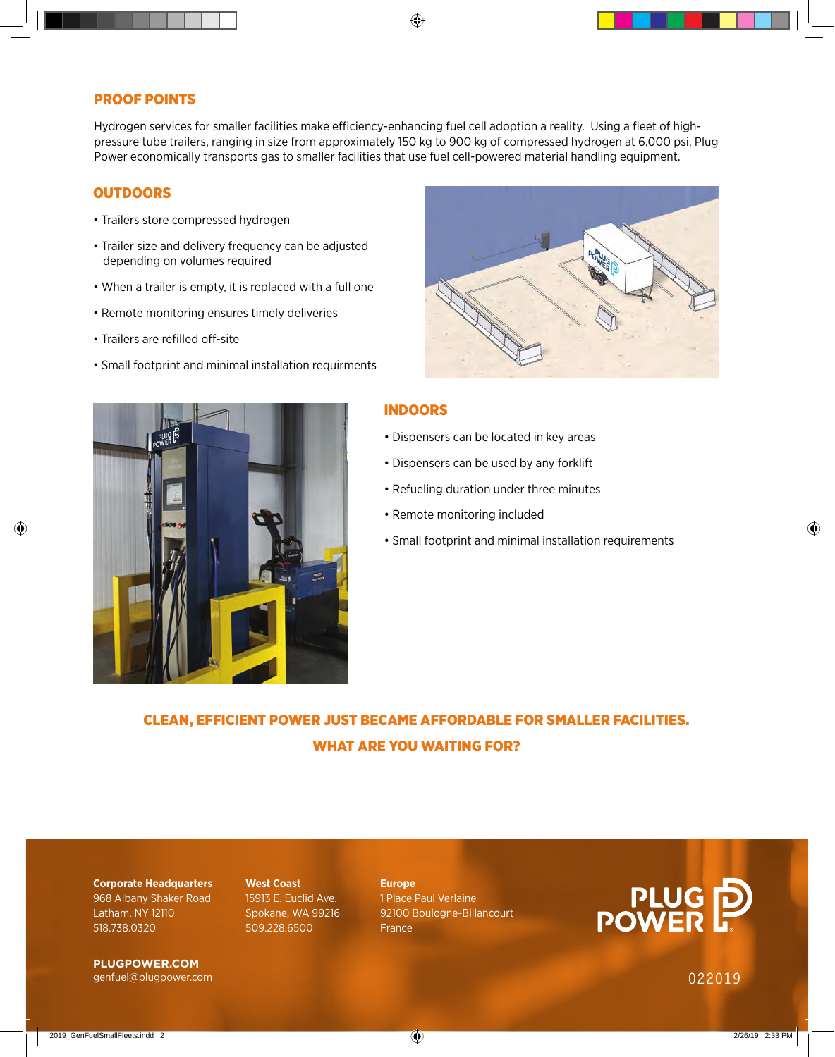## PROOF POINTS

Hydrogen services for smaller facilities make efficiency-enhancing fuel cell adoption a reality. Using a fleet of high-pressure tube trailers, ranging in size from approximately 150 kg to 900 kg of compressed hydrogen at 6,000 psi, Plug Power economically transports gas to smaller facilities that use fuel cell-powered material handling equipment.

## OUTDOORS

- Trailers store compressed hydrogen
- Trailer size and delivery frequency can be adjusted depending on volumes required
- When a trailer is empty, it is replaced with a full one
- Remote monitoring ensures timely deliveries
- Trailers are refilled off-site
- Small footprint and minimal installation requirments

## INDOORS

- Dispensers can be located in key areas
- Dispensers can be used by any forklift
- Refueling duration under three minutes
- Remote monitoring included
- Small footprint and minimal installation requirements

**CLEAN, EFFICIENT POWER JUST BECAME AFFORDABLE FOR SMALLER FACILITIES.**

**WHAT ARE YOU WAITING FOR?**

**Corporate Headquarters**
968 Albany Shaker Road
Latham, NY 12110
518.738.0320

**West Coast**
15913 E. Euclid Ave.
Spokane, WA 99216
509.228.6500

**Europe**
1 Place Paul Verlaine
92100 Boulogne-Billancourt
France

**PLUGPOWER.COM**
genfuel@plugpower.com

PLUG POWER

022019